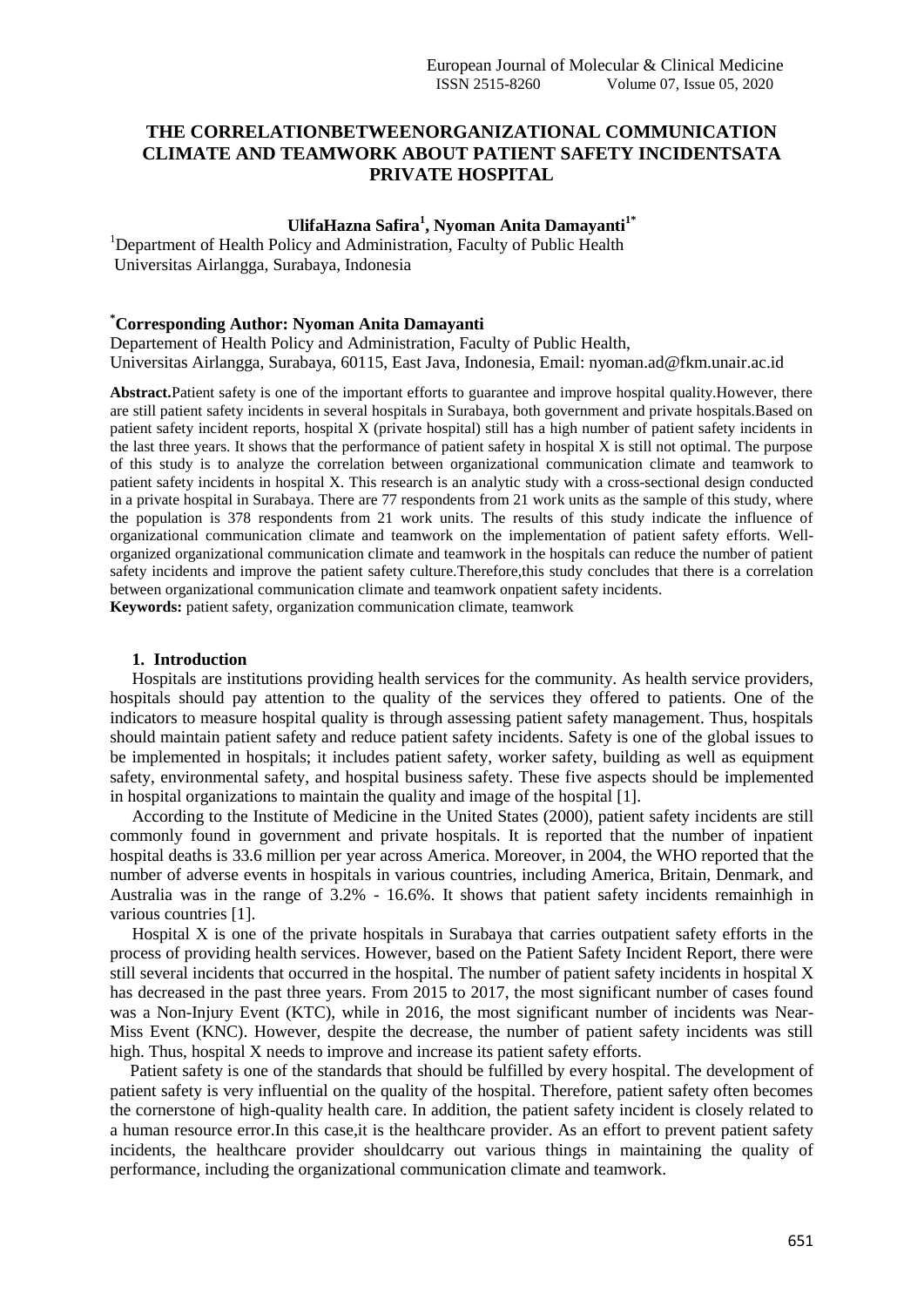# THE CORRELATIONBETWEENORGANIZATIONAL COMMUNICATION CLIMATE AND TEAMWORK ABOUT PATIENT SAFETY INCIDENTSATA PRIVATE HOSPITAL

**UlifaHazna Safira[1], Nyoman Anita Damayanti[1*]**

[1]Department of Health Policy and Administration, Faculty of Public Health Universitas Airlangga, Surabaya, Indonesia

**[*]Corresponding Author: Nyoman Anita Damayanti**

Departement of Health Policy and Administration, Faculty of Public Health, Universitas Airlangga, Surabaya, 60115, East Java, Indonesia, Email: nyoman.ad@fkm.unair.ac.id

**Abstract.**Patient safety is one of the important efforts to guarantee and improve hospital quality.However, there are still patient safety incidents in several hospitals in Surabaya, both government and private hospitals.Based on patient safety incident reports, hospital X (private hospital) still has a high number of patient safety incidents in the last three years. It shows that the performance of patient safety in hospital X is still not optimal. The purpose of this study is to analyze the correlation between organizational communication climate and teamwork to patient safety incidents in hospital X. This research is an analytic study with a cross-sectional design conducted in a private hospital in Surabaya. There are 77 respondents from 21 work units as the sample of this study, where the population is 378 respondents from 21 work units. The results of this study indicate the influence of organizational communication climate and teamwork on the implementation of patient safety efforts. Well-organized organizational communication climate and teamwork in the hospitals can reduce the number of patient safety incidents and improve the patient safety culture.Therefore,this study concludes that there is a correlation between organizational communication climate and teamwork onpatient safety incidents.

**Keywords:** patient safety, organization communication climate, teamwork

## 1. Introduction

Hospitals are institutions providing health services for the community. As health service providers, hospitals should pay attention to the quality of the services they offered to patients. One of the indicators to measure hospital quality is through assessing patient safety management. Thus, hospitals should maintain patient safety and reduce patient safety incidents. Safety is one of the global issues to be implemented in hospitals; it includes patient safety, worker safety, building as well as equipment safety, environmental safety, and hospital business safety. These five aspects should be implemented in hospital organizations to maintain the quality and image of the hospital [1].

According to the Institute of Medicine in the United States (2000), patient safety incidents are still commonly found in government and private hospitals. It is reported that the number of inpatient hospital deaths is 33.6 million per year across America. Moreover, in 2004, the WHO reported that the number of adverse events in hospitals in various countries, including America, Britain, Denmark, and Australia was in the range of 3.2% - 16.6%. It shows that patient safety incidents remainhigh in various countries [1].

Hospital X is one of the private hospitals in Surabaya that carries outpatient safety efforts in the process of providing health services. However, based on the Patient Safety Incident Report, there were still several incidents that occurred in the hospital. The number of patient safety incidents in hospital X has decreased in the past three years. From 2015 to 2017, the most significant number of cases found was a Non-Injury Event (KTC), while in 2016, the most significant number of incidents was Near-Miss Event (KNC). However, despite the decrease, the number of patient safety incidents was still high. Thus, hospital X needs to improve and increase its patient safety efforts.

Patient safety is one of the standards that should be fulfilled by every hospital. The development of patient safety is very influential on the quality of the hospital. Therefore, patient safety often becomes the cornerstone of high-quality health care. In addition, the patient safety incident is closely related to a human resource error.In this case,it is the healthcare provider. As an effort to prevent patient safety incidents, the healthcare provider shouldcarry out various things in maintaining the quality of performance, including the organizational communication climate and teamwork.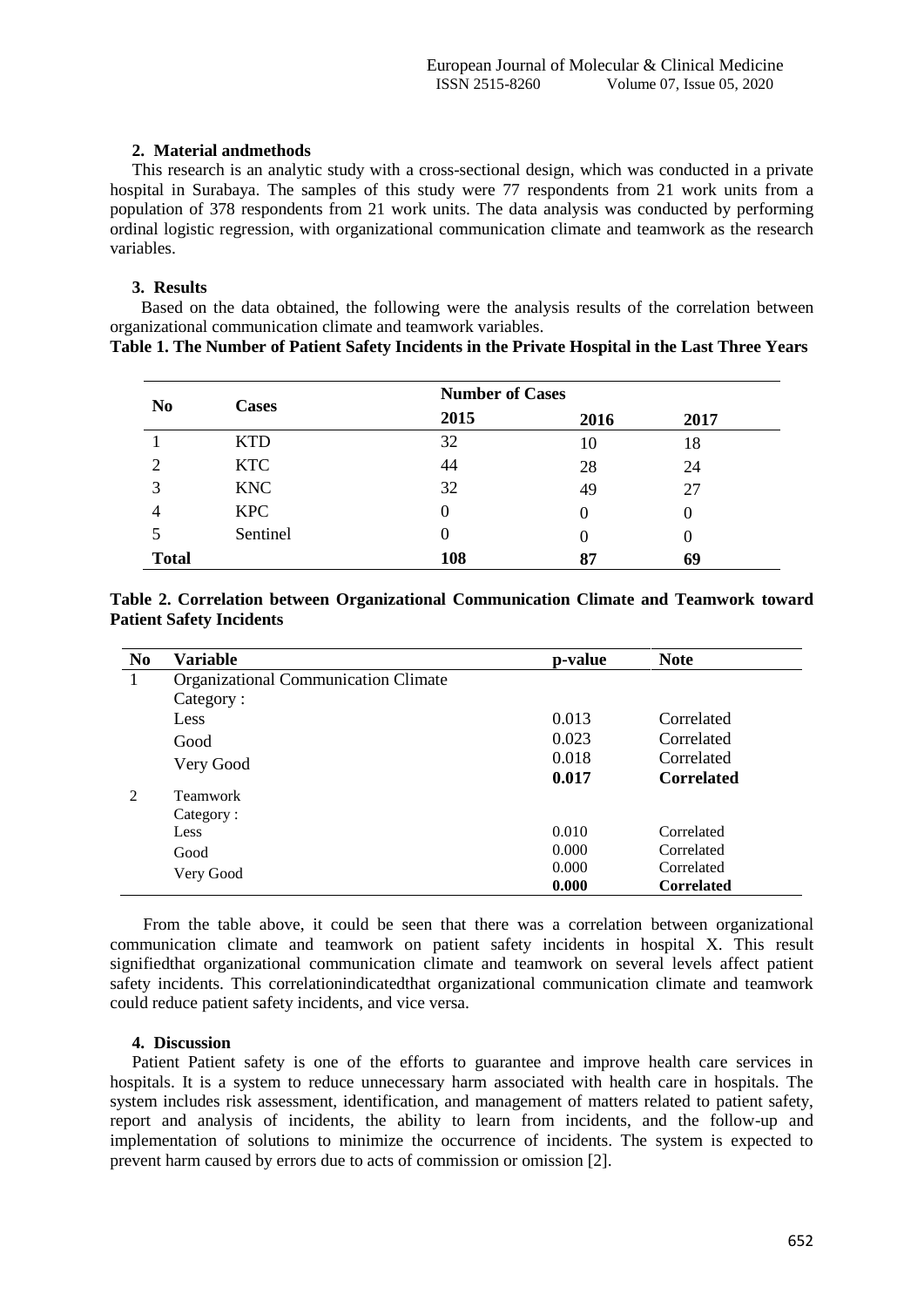## 2. Material andmethods

This research is an analytic study with a cross-sectional design, which was conducted in a private hospital in Surabaya. The samples of this study were 77 respondents from 21 work units from a population of 378 respondents from 21 work units. The data analysis was conducted by performing ordinal logistic regression, with organizational communication climate and teamwork as the research variables.

## 3. Results

Based on the data obtained, the following were the analysis results of the correlation between organizational communication climate and teamwork variables.

**Table 1. The Number of Patient Safety Incidents in the Private Hospital in the Last Three Years**

| No | Cases | Number of Cases | | |
|---|---|---|---|---|
| | | 2015 | 2016 | 2017 |
| 1 | KTD | 32 | 10 | 18 |
| 2 | KTC | 44 | 28 | 24 |
| 3 | KNC | 32 | 49 | 27 |
| 4 | KPC | 0 | 0 | 0 |
| 5 | Sentinel | 0 | 0 | 0 |
| **Total** | | **108** | **87** | **69** |

**Table 2. Correlation between Organizational Communication Climate and Teamwork toward Patient Safety Incidents**

| No | Variable | p-value | Note |
|---|---|---|---|
| 1 | Organizational Communication Climate | | |
| | Category : | | |
| | Less | 0.013 | Correlated |
| | Good | 0.023 | Correlated |
| | Very Good | 0.018 | Correlated |
| | | **0.017** | **Correlated** |
| 2 | Teamwork | | |
| | Category : | | |
| | Less | 0.010 | Correlated |
| | Good | 0.000 | Correlated |
| | Very Good | 0.000 | Correlated |
| | | **0.000** | **Correlated** |

From the table above, it could be seen that there was a correlation between organizational communication climate and teamwork on patient safety incidents in hospital X. This result signifiedthat organizational communication climate and teamwork on several levels affect patient safety incidents. This correlationindicatedthat organizational communication climate and teamwork could reduce patient safety incidents, and vice versa.

## 4. Discussion

Patient Patient safety is one of the efforts to guarantee and improve health care services in hospitals. It is a system to reduce unnecessary harm associated with health care in hospitals. The system includes risk assessment, identification, and management of matters related to patient safety, report and analysis of incidents, the ability to learn from incidents, and the follow-up and implementation of solutions to minimize the occurrence of incidents. The system is expected to prevent harm caused by errors due to acts of commission or omission [2].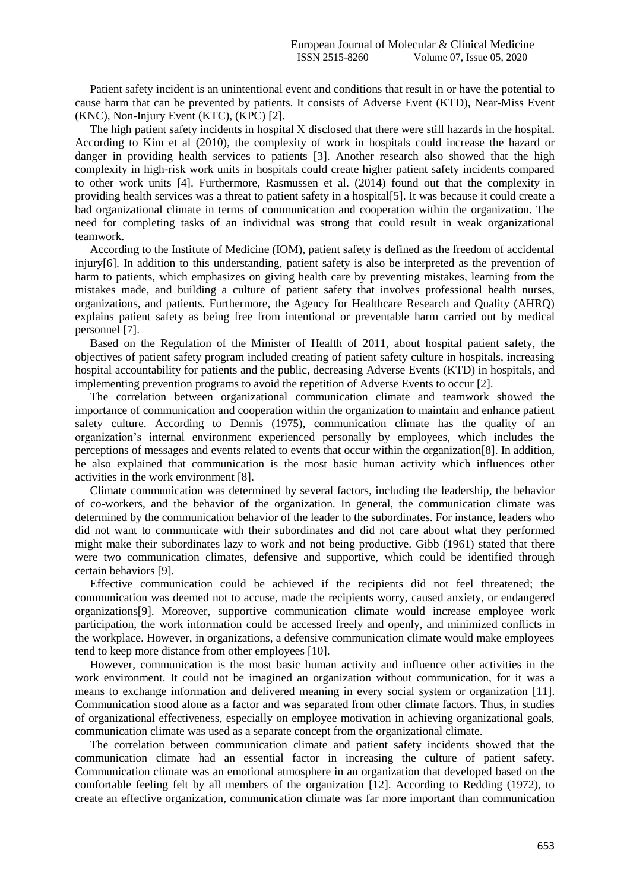Patient safety incident is an unintentional event and conditions that result in or have the potential to cause harm that can be prevented by patients. It consists of Adverse Event (KTD), Near-Miss Event (KNC), Non-Injury Event (KTC), (KPC) [2].

The high patient safety incidents in hospital X disclosed that there were still hazards in the hospital. According to Kim et al (2010), the complexity of work in hospitals could increase the hazard or danger in providing health services to patients [3]. Another research also showed that the high complexity in high-risk work units in hospitals could create higher patient safety incidents compared to other work units [4]. Furthermore, Rasmussen et al. (2014) found out that the complexity in providing health services was a threat to patient safety in a hospital[5]. It was because it could create a bad organizational climate in terms of communication and cooperation within the organization. The need for completing tasks of an individual was strong that could result in weak organizational teamwork.

According to the Institute of Medicine (IOM), patient safety is defined as the freedom of accidental injury[6]. In addition to this understanding, patient safety is also be interpreted as the prevention of harm to patients, which emphasizes on giving health care by preventing mistakes, learning from the mistakes made, and building a culture of patient safety that involves professional health nurses, organizations, and patients. Furthermore, the Agency for Healthcare Research and Quality (AHRQ) explains patient safety as being free from intentional or preventable harm carried out by medical personnel [7].

Based on the Regulation of the Minister of Health of 2011, about hospital patient safety, the objectives of patient safety program included creating of patient safety culture in hospitals, increasing hospital accountability for patients and the public, decreasing Adverse Events (KTD) in hospitals, and implementing prevention programs to avoid the repetition of Adverse Events to occur [2].

The correlation between organizational communication climate and teamwork showed the importance of communication and cooperation within the organization to maintain and enhance patient safety culture. According to Dennis (1975), communication climate has the quality of an organization's internal environment experienced personally by employees, which includes the perceptions of messages and events related to events that occur within the organization[8]. In addition, he also explained that communication is the most basic human activity which influences other activities in the work environment [8].

Climate communication was determined by several factors, including the leadership, the behavior of co-workers, and the behavior of the organization. In general, the communication climate was determined by the communication behavior of the leader to the subordinates. For instance, leaders who did not want to communicate with their subordinates and did not care about what they performed might make their subordinates lazy to work and not being productive. Gibb (1961) stated that there were two communication climates, defensive and supportive, which could be identified through certain behaviors [9].

Effective communication could be achieved if the recipients did not feel threatened; the communication was deemed not to accuse, made the recipients worry, caused anxiety, or endangered organizations[9]. Moreover, supportive communication climate would increase employee work participation, the work information could be accessed freely and openly, and minimized conflicts in the workplace. However, in organizations, a defensive communication climate would make employees tend to keep more distance from other employees [10].

However, communication is the most basic human activity and influence other activities in the work environment. It could not be imagined an organization without communication, for it was a means to exchange information and delivered meaning in every social system or organization [11]. Communication stood alone as a factor and was separated from other climate factors. Thus, in studies of organizational effectiveness, especially on employee motivation in achieving organizational goals, communication climate was used as a separate concept from the organizational climate.

The correlation between communication climate and patient safety incidents showed that the communication climate had an essential factor in increasing the culture of patient safety. Communication climate was an emotional atmosphere in an organization that developed based on the comfortable feeling felt by all members of the organization [12]. According to Redding (1972), to create an effective organization, communication climate was far more important than communication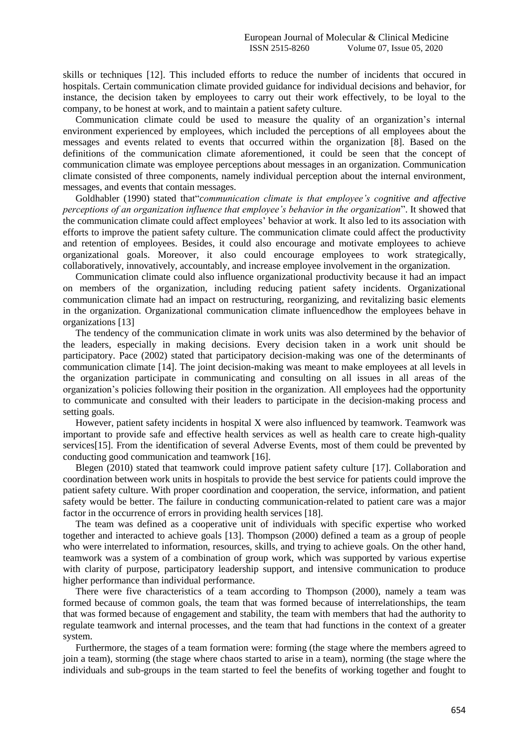skills or techniques [12]. This included efforts to reduce the number of incidents that occured in hospitals. Certain communication climate provided guidance for individual decisions and behavior, for instance, the decision taken by employees to carry out their work effectively, to be loyal to the company, to be honest at work, and to maintain a patient safety culture.

Communication climate could be used to measure the quality of an organization's internal environment experienced by employees, which included the perceptions of all employees about the messages and events related to events that occurred within the organization [8]. Based on the definitions of the communication climate aforementioned, it could be seen that the concept of communication climate was employee perceptions about messages in an organization. Communication climate consisted of three components, namely individual perception about the internal environment, messages, and events that contain messages.

Goldhabler (1990) stated that"*communication climate is that employee's cognitive and affective perceptions of an organization influence that employee's behavior in the organization*". It showed that the communication climate could affect employees' behavior at work. It also led to its association with efforts to improve the patient safety culture. The communication climate could affect the productivity and retention of employees. Besides, it could also encourage and motivate employees to achieve organizational goals. Moreover, it also could encourage employees to work strategically, collaboratively, innovatively, accountably, and increase employee involvement in the organization.

Communication climate could also influence organizational productivity because it had an impact on members of the organization, including reducing patient safety incidents. Organizational communication climate had an impact on restructuring, reorganizing, and revitalizing basic elements in the organization. Organizational communication climate influencedhow the employees behave in organizations [13]

The tendency of the communication climate in work units was also determined by the behavior of the leaders, especially in making decisions. Every decision taken in a work unit should be participatory. Pace (2002) stated that participatory decision-making was one of the determinants of communication climate [14]. The joint decision-making was meant to make employees at all levels in the organization participate in communicating and consulting on all issues in all areas of the organization's policies following their position in the organization. All employees had the opportunity to communicate and consulted with their leaders to participate in the decision-making process and setting goals.

However, patient safety incidents in hospital X were also influenced by teamwork. Teamwork was important to provide safe and effective health services as well as health care to create high-quality services[15]. From the identification of several Adverse Events, most of them could be prevented by conducting good communication and teamwork [16].

Blegen (2010) stated that teamwork could improve patient safety culture [17]. Collaboration and coordination between work units in hospitals to provide the best service for patients could improve the patient safety culture. With proper coordination and cooperation, the service, information, and patient safety would be better. The failure in conducting communication-related to patient care was a major factor in the occurrence of errors in providing health services [18].

The team was defined as a cooperative unit of individuals with specific expertise who worked together and interacted to achieve goals [13]. Thompson (2000) defined a team as a group of people who were interrelated to information, resources, skills, and trying to achieve goals. On the other hand, teamwork was a system of a combination of group work, which was supported by various expertise with clarity of purpose, participatory leadership support, and intensive communication to produce higher performance than individual performance.

There were five characteristics of a team according to Thompson (2000), namely a team was formed because of common goals, the team that was formed because of interrelationships, the team that was formed because of engagement and stability, the team with members that had the authority to regulate teamwork and internal processes, and the team that had functions in the context of a greater system.

Furthermore, the stages of a team formation were: forming (the stage where the members agreed to join a team), storming (the stage where chaos started to arise in a team), norming (the stage where the individuals and sub-groups in the team started to feel the benefits of working together and fought to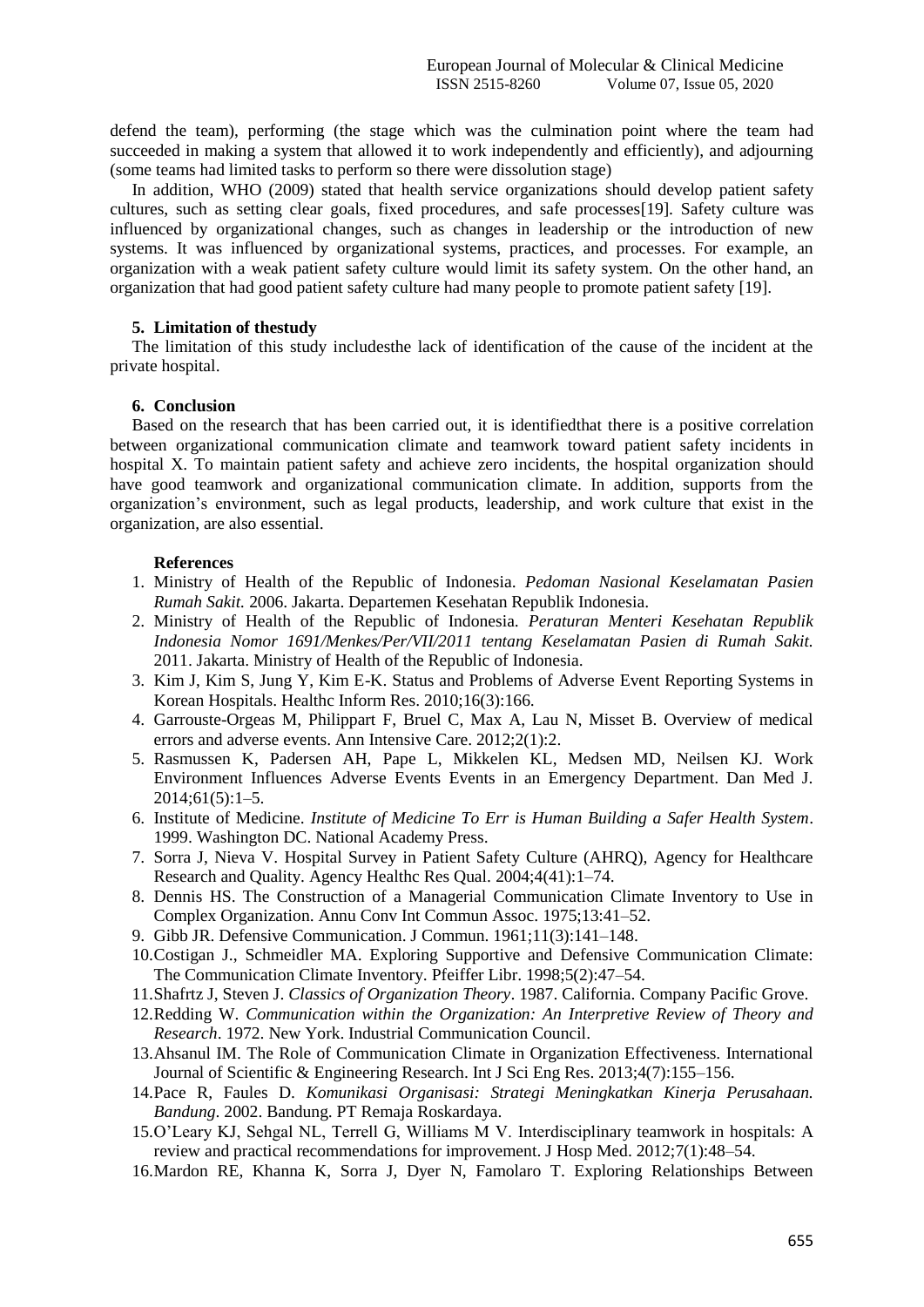defend the team), performing (the stage which was the culmination point where the team had succeeded in making a system that allowed it to work independently and efficiently), and adjourning (some teams had limited tasks to perform so there were dissolution stage)

In addition, WHO (2009) stated that health service organizations should develop patient safety cultures, such as setting clear goals, fixed procedures, and safe processes[19]. Safety culture was influenced by organizational changes, such as changes in leadership or the introduction of new systems. It was influenced by organizational systems, practices, and processes. For example, an organization with a weak patient safety culture would limit its safety system. On the other hand, an organization that had good patient safety culture had many people to promote patient safety [19].

## 5. Limitation of thestudy

The limitation of this study includesthe lack of identification of the cause of the incident at the private hospital.

## 6. Conclusion

Based on the research that has been carried out, it is identifiedthat there is a positive correlation between organizational communication climate and teamwork toward patient safety incidents in hospital X. To maintain patient safety and achieve zero incidents, the hospital organization should have good teamwork and organizational communication climate. In addition, supports from the organization's environment, such as legal products, leadership, and work culture that exist in the organization, are also essential.

### References

1. Ministry of Health of the Republic of Indonesia. *Pedoman Nasional Keselamatan Pasien Rumah Sakit.* 2006. Jakarta. Departemen Kesehatan Republik Indonesia.
2. Ministry of Health of the Republic of Indonesia. *Peraturan Menteri Kesehatan Republik Indonesia Nomor 1691/Menkes/Per/VII/2011 tentang Keselamatan Pasien di Rumah Sakit.* 2011. Jakarta. Ministry of Health of the Republic of Indonesia.
3. Kim J, Kim S, Jung Y, Kim E-K. Status and Problems of Adverse Event Reporting Systems in Korean Hospitals. Healthc Inform Res. 2010;16(3):166.
4. Garrouste-Orgeas M, Philippart F, Bruel C, Max A, Lau N, Misset B. Overview of medical errors and adverse events. Ann Intensive Care. 2012;2(1):2.
5. Rasmussen K, Padersen AH, Pape L, Mikkelen KL, Medsen MD, Neilsen KJ. Work Environment Influences Adverse Events Events in an Emergency Department. Dan Med J. 2014;61(5):1–5.
6. Institute of Medicine. *Institute of Medicine To Err is Human Building a Safer Health System*. 1999. Washington DC. National Academy Press.
7. Sorra J, Nieva V. Hospital Survey in Patient Safety Culture (AHRQ), Agency for Healthcare Research and Quality. Agency Healthc Res Qual. 2004;4(41):1–74.
8. Dennis HS. The Construction of a Managerial Communication Climate Inventory to Use in Complex Organization. Annu Conv Int Commun Assoc. 1975;13:41–52.
9. Gibb JR. Defensive Communication. J Commun. 1961;11(3):141–148.
10. Costigan J., Schmeidler MA. Exploring Supportive and Defensive Communication Climate: The Communication Climate Inventory. Pfeiffer Libr. 1998;5(2):47–54.
11. Shafrtz J, Steven J. *Classics of Organization Theory*. 1987. California. Company Pacific Grove.
12. Redding W. *Communication within the Organization: An Interpretive Review of Theory and Research*. 1972. New York. Industrial Communication Council.
13. Ahsanul IM. The Role of Communication Climate in Organization Effectiveness. International Journal of Scientific & Engineering Research. Int J Sci Eng Res. 2013;4(7):155–156.
14. Pace R, Faules D. *Komunikasi Organisasi: Strategi Meningkatkan Kinerja Perusahaan. Bandung*. 2002. Bandung. PT Remaja Roskardaya.
15. O'Leary KJ, Sehgal NL, Terrell G, Williams M V. Interdisciplinary teamwork in hospitals: A review and practical recommendations for improvement. J Hosp Med. 2012;7(1):48–54.
16. Mardon RE, Khanna K, Sorra J, Dyer N, Famolaro T. Exploring Relationships Between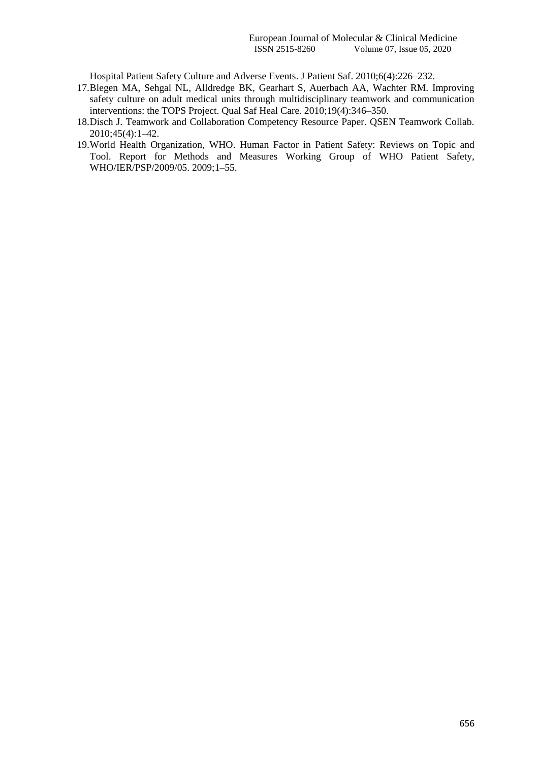Hospital Patient Safety Culture and Adverse Events. J Patient Saf. 2010;6(4):226–232.

17. Blegen MA, Sehgal NL, Alldredge BK, Gearhart S, Auerbach AA, Wachter RM. Improving safety culture on adult medical units through multidisciplinary teamwork and communication interventions: the TOPS Project. Qual Saf Heal Care. 2010;19(4):346–350.
18. Disch J. Teamwork and Collaboration Competency Resource Paper. QSEN Teamwork Collab. 2010;45(4):1–42.
19. World Health Organization, WHO. Human Factor in Patient Safety: Reviews on Topic and Tool. Report for Methods and Measures Working Group of WHO Patient Safety, WHO/IER/PSP/2009/05. 2009;1–55.